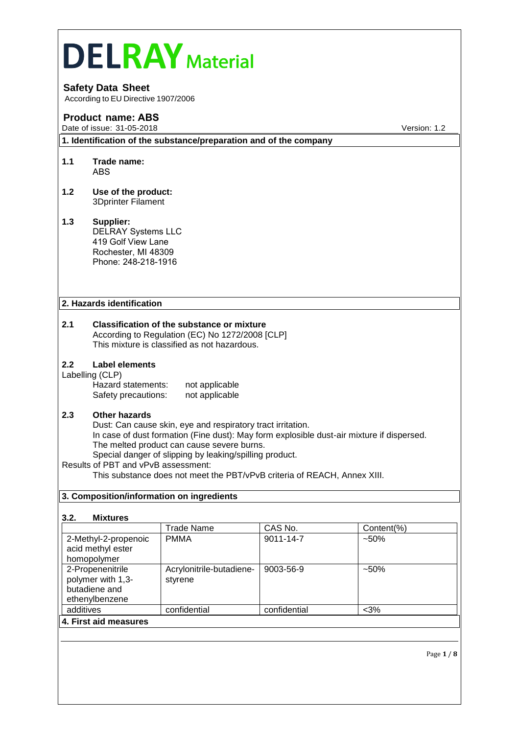# DELRAY Material

## Safety Data Sheet

According to EU Directive 1907/2006

## Product name: ABS

Date of issue: 31-05-2018 Version: 1.2

### 1. Identification of the substance/preparation and of the company

**1.1 Trade name:**
ABS

**1.2 Use of the product:**
3Dprinter Filament

**1.3 Supplier:**
DELRAY Systems LLC
419 Golf View Lane
Rochester, MI 48309
Phone: 248-218-1916

### 2. Hazards identification

**2.1 Classification of the substance or mixture**
According to Regulation (EC) No 1272/2008 [CLP]
This mixture is classified as not hazardous.

**2.2 Label elements**
Labelling (CLP)
Hazard statements: not applicable
Safety precautions: not applicable

**2.3 Other hazards**
Dust: Can cause skin, eye and respiratory tract irritation.
In case of dust formation (Fine dust): May form explosible dust-air mixture if dispersed.
The melted product can cause severe burns.
Special danger of slipping by leaking/spilling product.

Results of PBT and vPvB assessment:
This substance does not meet the PBT/vPvB criteria of REACH, Annex XIII.

### 3. Composition/information on ingredients

**3.2. Mixtures**

| | Trade Name | CAS No. | Content(%) |
|---|---|---|---|
| 2-Methyl-2-propenoic acid methyl ester homopolymer | PMMA | 9011-14-7 | ~50% |
| 2-Propenenitrile polymer with 1,3-butadiene and ethenylbenzene | Acrylonitrile-butadiene-styrene | 9003-56-9 | ~50% |
| additives | confidential | confidential | <3% |

### 4. First aid measures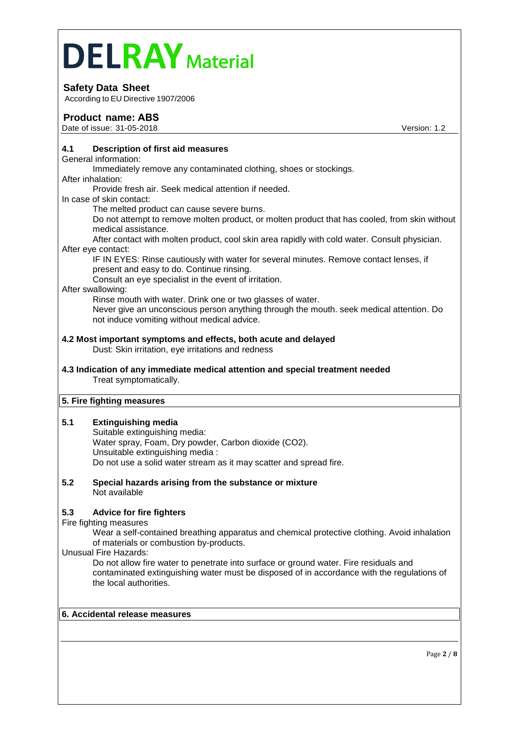### 4.1 Description of first aid measures

General information:

Immediately remove any contaminated clothing, shoes or stockings.

After inhalation:

Provide fresh air. Seek medical attention if needed.

In case of skin contact:

The melted product can cause severe burns.

Do not attempt to remove molten product, or molten product that has cooled, from skin without medical assistance.

After contact with molten product, cool skin area rapidly with cold water. Consult physician.

After eye contact:

IF IN EYES: Rinse cautiously with water for several minutes. Remove contact lenses, if present and easy to do. Continue rinsing.

Consult an eye specialist in the event of irritation.

After swallowing:

Rinse mouth with water. Drink one or two glasses of water.

Never give an unconscious person anything through the mouth. seek medical attention. Do not induce vomiting without medical advice.

### 4.2 Most important symptoms and effects, both acute and delayed

Dust: Skin irritation, eye irritations and redness

### 4.3 Indication of any immediate medical attention and special treatment needed

Treat symptomatically.

## 5. Fire fighting measures

### 5.1 Extinguishing media

Suitable extinguishing media:

Water spray, Foam, Dry powder, Carbon dioxide ($CO_2$).

Unsuitable extinguishing media :

Do not use a solid water stream as it may scatter and spread fire.

### 5.2 Special hazards arising from the substance or mixture

Not available

### 5.3 Advice for fire fighters

Fire fighting measures

Wear a self-contained breathing apparatus and chemical protective clothing. Avoid inhalation of materials or combustion by-products.

Unusual Fire Hazards:

Do not allow fire water to penetrate into surface or ground water. Fire residuals and contaminated extinguishing water must be disposed of in accordance with the regulations of the local authorities.

## 6. Accidental release measures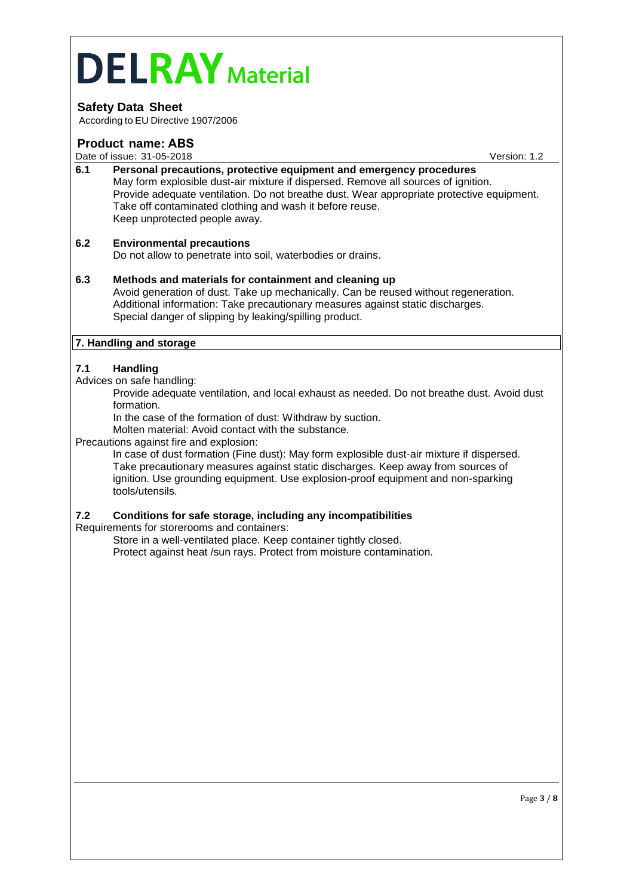### 6.1 Personal precautions, protective equipment and emergency procedures

May form explosible dust-air mixture if dispersed. Remove all sources of ignition. Provide adequate ventilation. Do not breathe dust. Wear appropriate protective equipment. Take off contaminated clothing and wash it before reuse.
Keep unprotected people away.

### 6.2 Environmental precautions

Do not allow to penetrate into soil, waterbodies or drains.

### 6.3 Methods and materials for containment and cleaning up

Avoid generation of dust. Take up mechanically. Can be reused without regeneration.
Additional information: Take precautionary measures against static discharges.
Special danger of slipping by leaking/spilling product.

## 7. Handling and storage

### 7.1 Handling

Advices on safe handling:

Provide adequate ventilation, and local exhaust as needed. Do not breathe dust. Avoid dust formation.
In the case of the formation of dust: Withdraw by suction.
Molten material: Avoid contact with the substance.

Precautions against fire and explosion:

In case of dust formation (Fine dust): May form explosible dust-air mixture if dispersed. Take precautionary measures against static discharges. Keep away from sources of ignition. Use grounding equipment. Use explosion-proof equipment and non-sparking tools/utensils.

### 7.2 Conditions for safe storage, including any incompatibilities

Requirements for storerooms and containers:

Store in a well-ventilated place. Keep container tightly closed.
Protect against heat /sun rays. Protect from moisture contamination.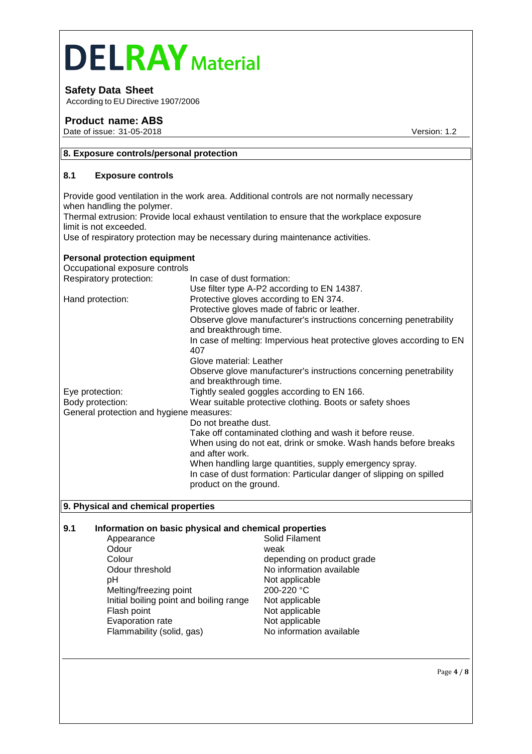# DELRAY Material

**Safety Data Sheet**
According to EU Directive 1907/2006

**Product name: ABS**
Date of issue: 31-05-2018 Version: 1.2

## 8. Exposure controls/personal protection

### 8.1 Exposure controls

Provide good ventilation in the work area. Additional controls are not normally necessary when handling the polymer.
Thermal extrusion: Provide local exhaust ventilation to ensure that the workplace exposure limit is not exceeded.
Use of respiratory protection may be necessary during maintenance activities.

**Personal protection equipment**

Occupational exposure controls

| | |
|---|---|
| Respiratory protection: | In case of dust formation:<br>Use filter type A-P2 according to EN 14387. |
| Hand protection: | Protective gloves according to EN 374.<br>Protective gloves made of fabric or leather.<br>Observe glove manufacturer's instructions concerning penetrability and breakthrough time.<br>In case of melting: Impervious heat protective gloves according to EN 407<br>Glove material: Leather<br>Observe glove manufacturer's instructions concerning penetrability and breakthrough time. |
| Eye protection: | Tightly sealed goggles according to EN 166. |
| Body protection: | Wear suitable protective clothing. Boots or safety shoes |

General protection and hygiene measures:

Do not breathe dust.
Take off contaminated clothing and wash it before reuse.
When using do not eat, drink or smoke. Wash hands before breaks and after work.
When handling large quantities, supply emergency spray.
In case of dust formation: Particular danger of slipping on spilled product on the ground.

## 9. Physical and chemical properties

### 9.1 Information on basic physical and chemical properties

| | |
|---|---|
| Appearance | Solid Filament |
| Odour | weak |
| Colour | depending on product grade |
| Odour threshold | No information available |
| pH | Not applicable |
| Melting/freezing point | 200-220 °C |
| Initial boiling point and boiling range | Not applicable |
| Flash point | Not applicable |
| Evaporation rate | Not applicable |
| Flammability (solid, gas) | No information available |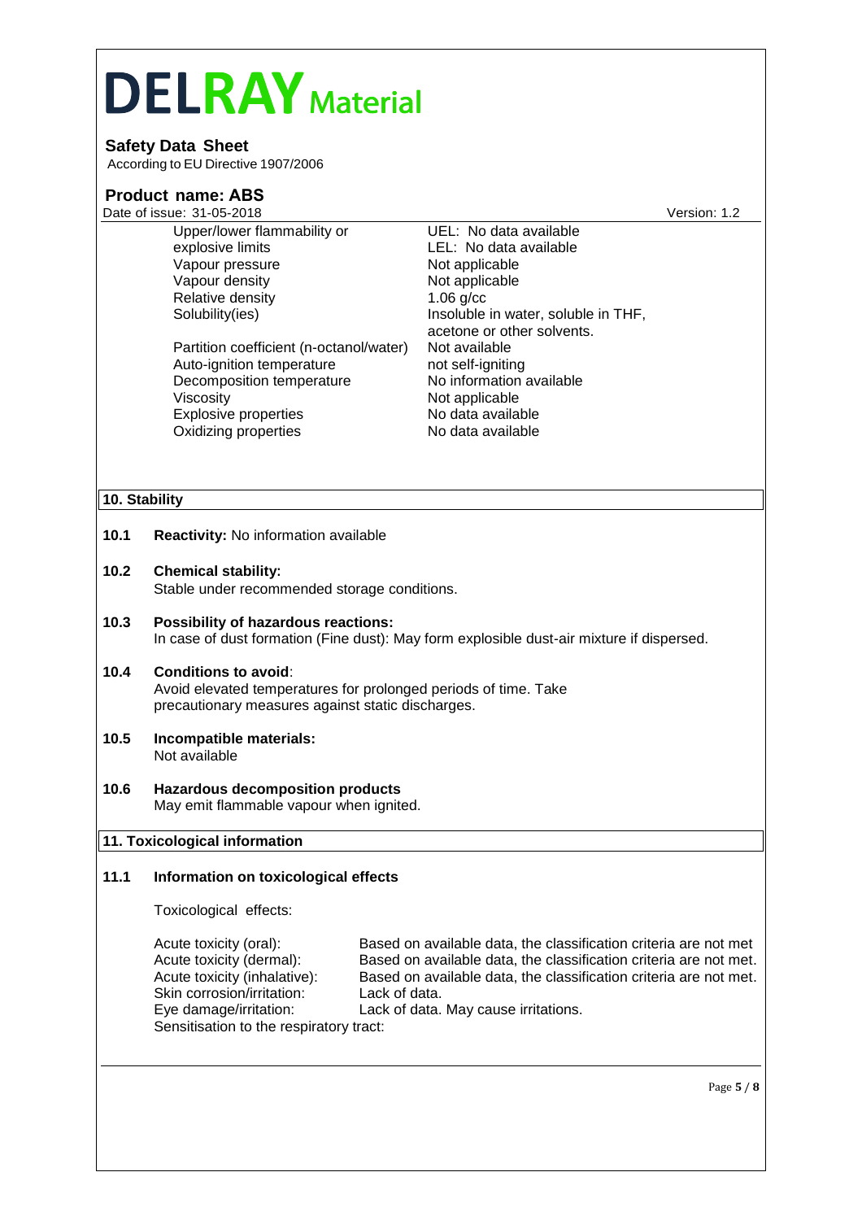| | |
|---|---|
| Upper/lower flammability or explosive limits | UEL: No data available<br>LEL: No data available |
| Vapour pressure | Not applicable |
| Vapour density | Not applicable |
| Relative density | 1.06 g/cc |
| Solubility(ies) | Insoluble in water, soluble in THF, acetone or other solvents. |
| Partition coefficient (n-octanol/water) | Not available |
| Auto-ignition temperature | not self-igniting |
| Decomposition temperature | No information available |
| Viscosity | Not applicable |
| Explosive properties | No data available |
| Oxidizing properties | No data available |

## 10. Stability

**10.1 Reactivity:** No information available

**10.2 Chemical stability:**
Stable under recommended storage conditions.

**10.3 Possibility of hazardous reactions:**
In case of dust formation (Fine dust): May form explosible dust-air mixture if dispersed.

**10.4 Conditions to avoid**:
Avoid elevated temperatures for prolonged periods of time. Take precautionary measures against static discharges.

**10.5 Incompatible materials:**
Not available

**10.6 Hazardous decomposition products**
May emit flammable vapour when ignited.

## 11. Toxicological information

**11.1 Information on toxicological effects**

Toxicological effects:

| | |
|---|---|
| Acute toxicity (oral): | Based on available data, the classification criteria are not met |
| Acute toxicity (dermal): | Based on available data, the classification criteria are not met. |
| Acute toxicity (inhalative): | Based on available data, the classification criteria are not met. |
| Skin corrosion/irritation: | Lack of data. |
| Eye damage/irritation: | Lack of data. May cause irritations. |

Sensitisation to the respiratory tract: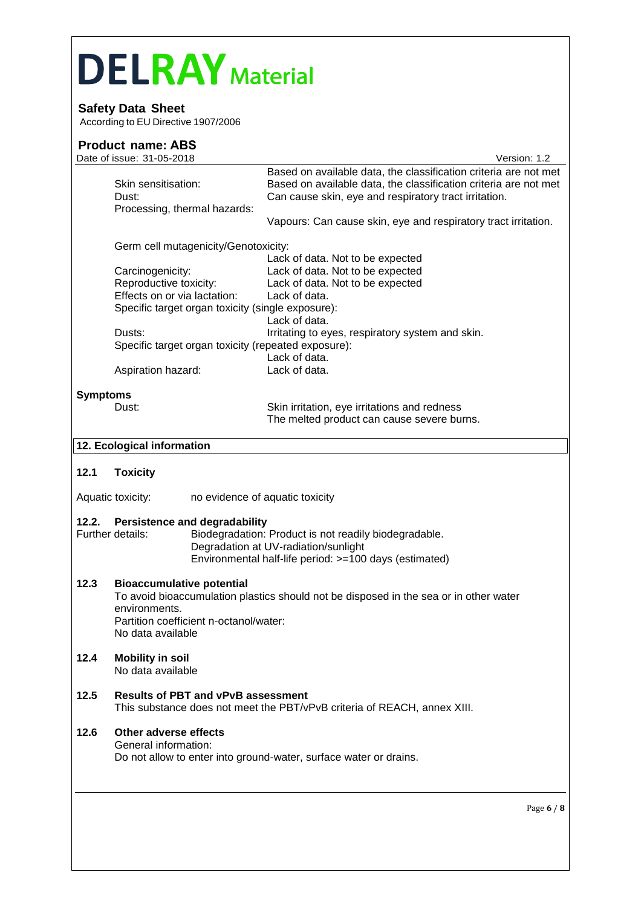| | |
|---|---|
| | Based on available data, the classification criteria are not met |
| Skin sensitisation: | Based on available data, the classification criteria are not met |
| Dust: | Can cause skin, eye and respiratory tract irritation. |
| Processing, thermal hazards: | |
| | Vapours: Can cause skin, eye and respiratory tract irritation. |
| Germ cell mutagenicity/Genotoxicity: | |
| | Lack of data. Not to be expected |
| Carcinogenicity: | Lack of data. Not to be expected |
| Reproductive toxicity: | Lack of data. Not to be expected |
| Effects on or via lactation: | Lack of data. |
| Specific target organ toxicity (single exposure): | |
| | Lack of data. |
| Dusts: | Irritating to eyes, respiratory system and skin. |
| Specific target organ toxicity (repeated exposure): | |
| | Lack of data. |
| Aspiration hazard: | Lack of data. |

**Symptoms**

| | |
|---|---|
| Dust: | Skin irritation, eye irritations and redness<br>The melted product can cause severe burns. |

## 12. Ecological information

### 12.1 Toxicity

Aquatic toxicity: no evidence of aquatic toxicity

### 12.2. Persistence and degradability

Further details: Biodegradation: Product is not readily biodegradable.
Degradation at UV-radiation/sunlight
Environmental half-life period: >=100 days (estimated)

### 12.3 Bioaccumulative potential

To avoid bioaccumulation plastics should not be disposed in the sea or in other water environments.
Partition coefficient n-octanol/water:
No data available

### 12.4 Mobility in soil

No data available

### 12.5 Results of PBT and vPvB assessment

This substance does not meet the PBT/vPvB criteria of REACH, annex XIII.

### 12.6 Other adverse effects

General information:
Do not allow to enter into ground-water, surface water or drains.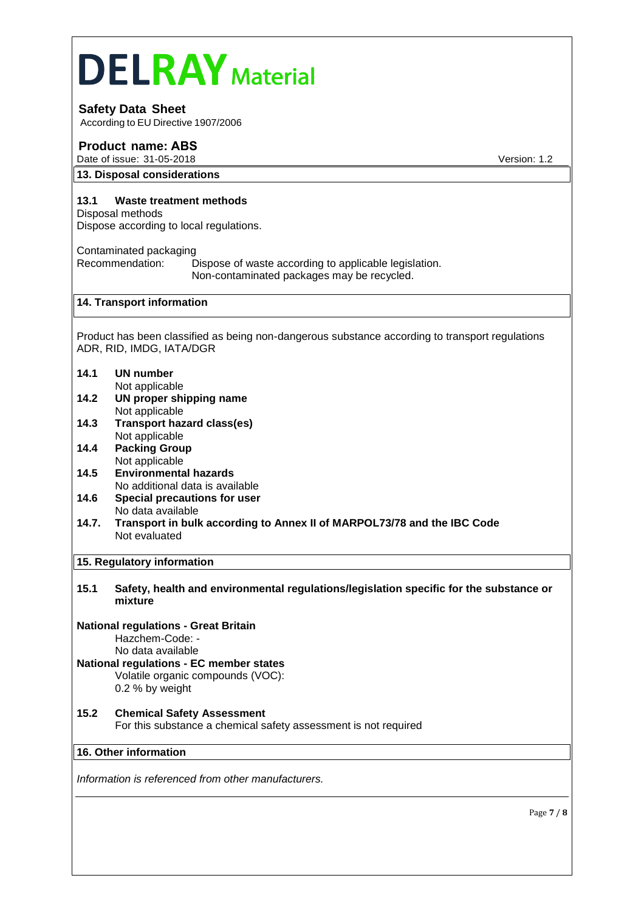# DELRAY Material

**Safety Data Sheet**
According to EU Directive 1907/2006

**Product name: ABS**
Date of issue: 31-05-2018 Version: 1.2

## 13. Disposal considerations

### 13.1 Waste treatment methods

Disposal methods
Dispose according to local regulations.

Contaminated packaging
Recommendation: Dispose of waste according to applicable legislation.
Non-contaminated packages may be recycled.

## 14. Transport information

Product has been classified as being non-dangerous substance according to transport regulations ADR, RID, IMDG, IATA/DGR

**14.1 UN number**
Not applicable

**14.2 UN proper shipping name**
Not applicable

**14.3 Transport hazard class(es)**
Not applicable

**14.4 Packing Group**
Not applicable

**14.5 Environmental hazards**
No additional data is available

**14.6 Special precautions for user**
No data available

**14.7. Transport in bulk according to Annex II of MARPOL73/78 and the IBC Code**
Not evaluated

## 15. Regulatory information

**15.1 Safety, health and environmental regulations/legislation specific for the substance or mixture**

**National regulations - Great Britain**
Hazchem-Code: -
No data available

**National regulations - EC member states**
Volatile organic compounds (VOC):
0.2 % by weight

**15.2 Chemical Safety Assessment**
For this substance a chemical safety assessment is not required

## 16. Other information

*Information is referenced from other manufacturers.*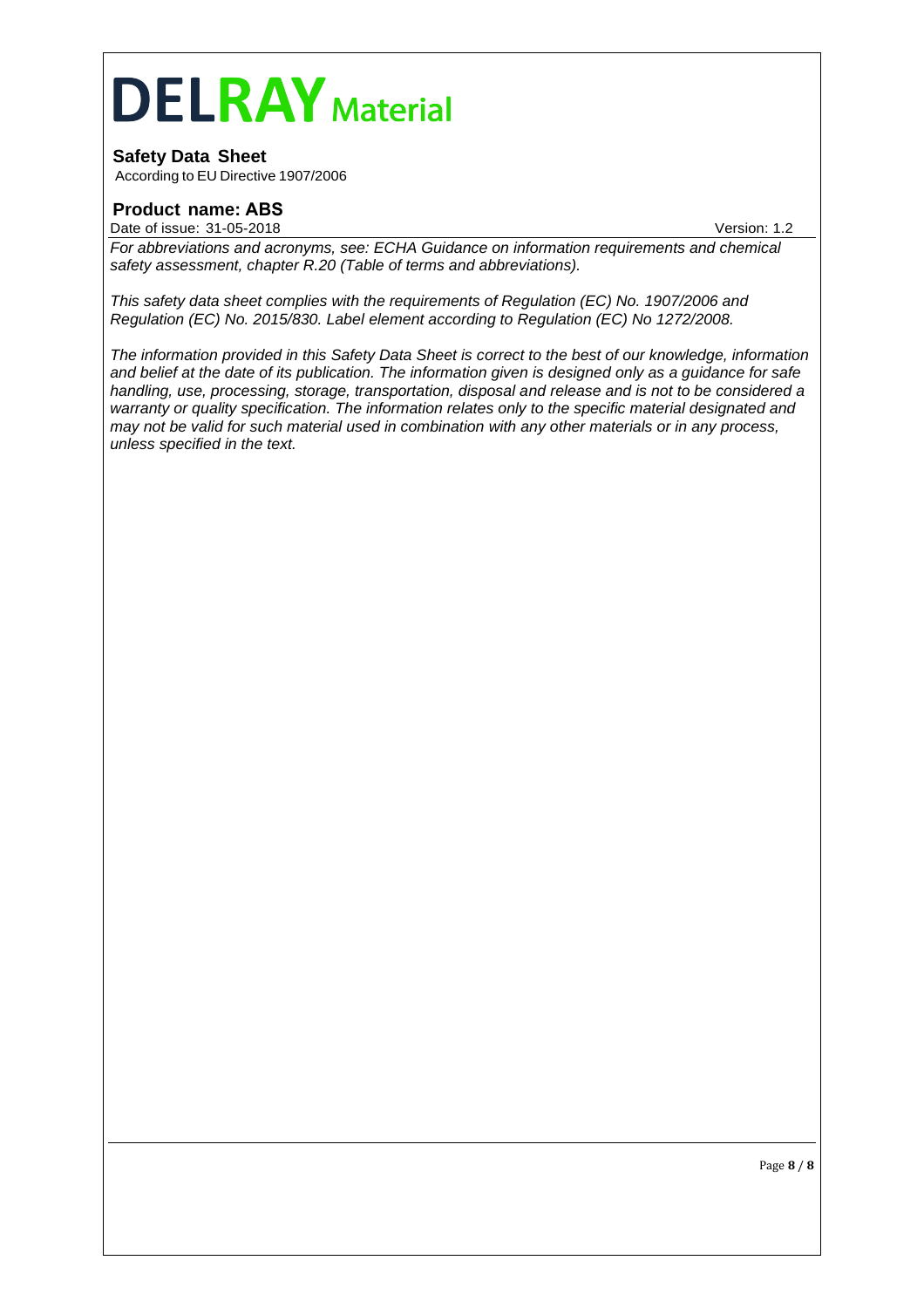For abbreviations and acronyms, see: ECHA Guidance on information requirements and chemical safety assessment, chapter R.20 (Table of terms and abbreviations).

*This safety data sheet complies with the requirements of Regulation (EC) No. 1907/2006 and Regulation (EC) No. 2015/830. Label element according to Regulation (EC) No 1272/2008.*

*The information provided in this Safety Data Sheet is correct to the best of our knowledge, information and belief at the date of its publication. The information given is designed only as a guidance for safe handling, use, processing, storage, transportation, disposal and release and is not to be considered a warranty or quality specification. The information relates only to the specific material designated and may not be valid for such material used in combination with any other materials or in any process, unless specified in the text.*